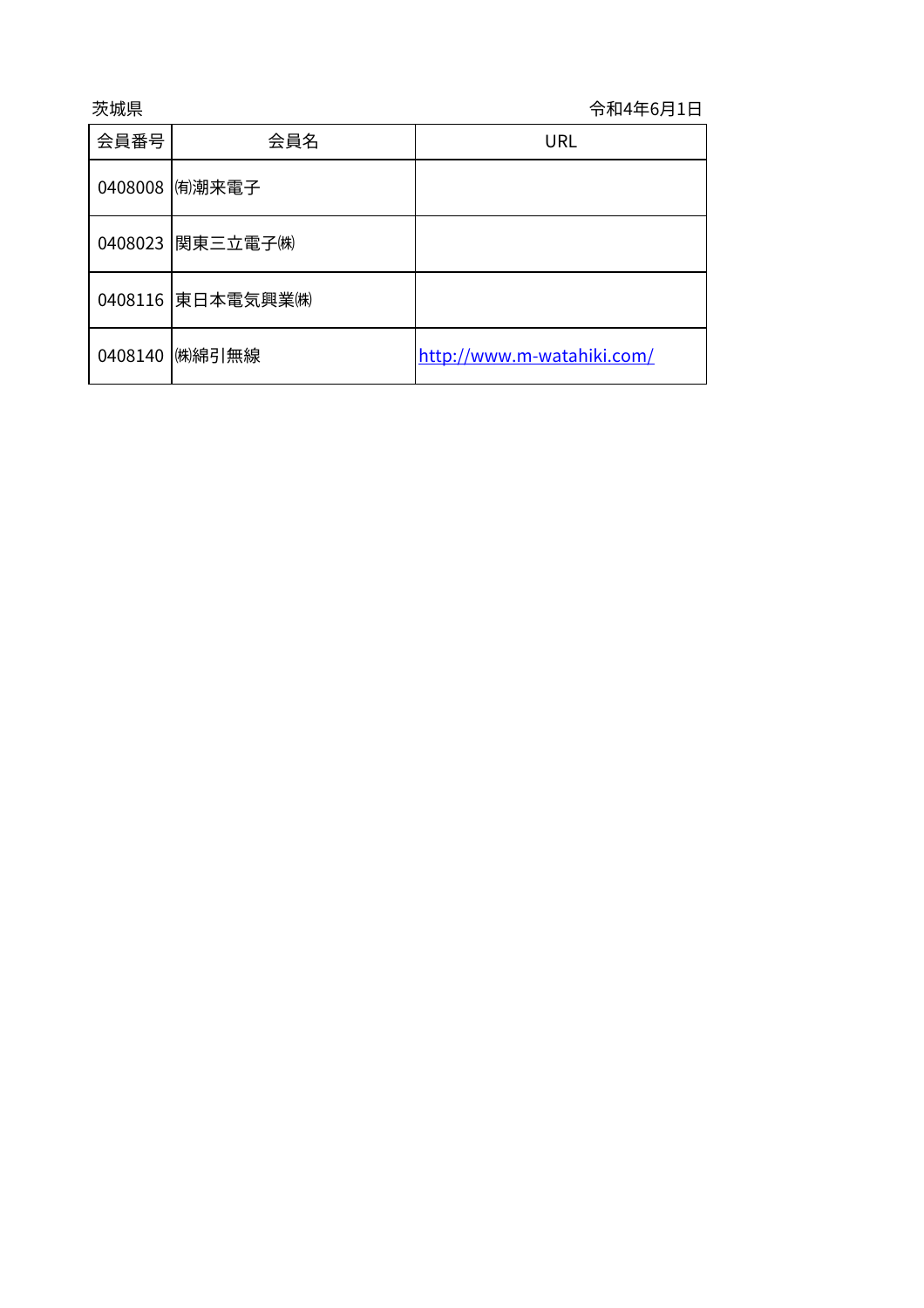茨城県　　令和4年6月1日

| 会員番号 | 会員名 | URL |
| --- | --- | --- |
| 0408008 | ㈲潮来電子 | |
| 0408023 | 関東三立電子㈱ | |
| 0408116 | 東日本電気興業㈱ | |
| 0408140 | ㈱綿引無線 | http://www.m-watahiki.com/ |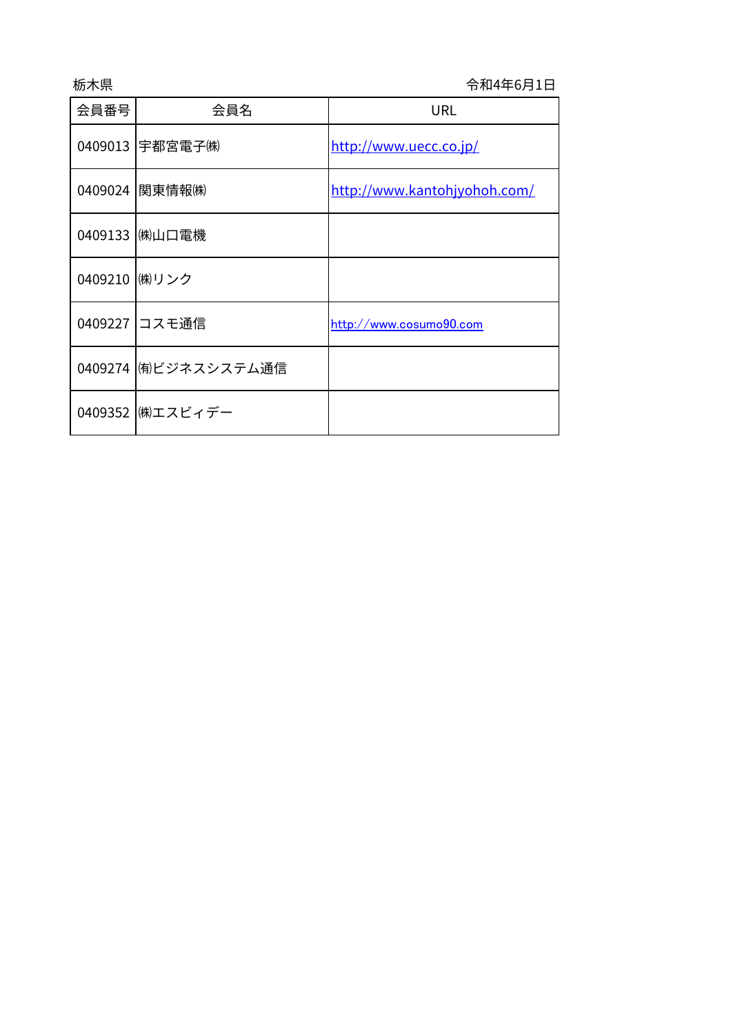栃木県

令和4年6月1日

| 会員番号 | 会員名 | URL |
|---|---|---|
| 0409013 | 宇都宮電子㈱ | http://www.uecc.co.jp/ |
| 0409024 | 関東情報㈱ | http://www.kantohjyohoh.com/ |
| 0409133 | ㈱山口電機 | |
| 0409210 | ㈱リンク | |
| 0409227 | コスモ通信 | http://www.cosumo90.com |
| 0409274 | ㈲ビジネスシステム通信 | |
| 0409352 | ㈱エスビィデー | |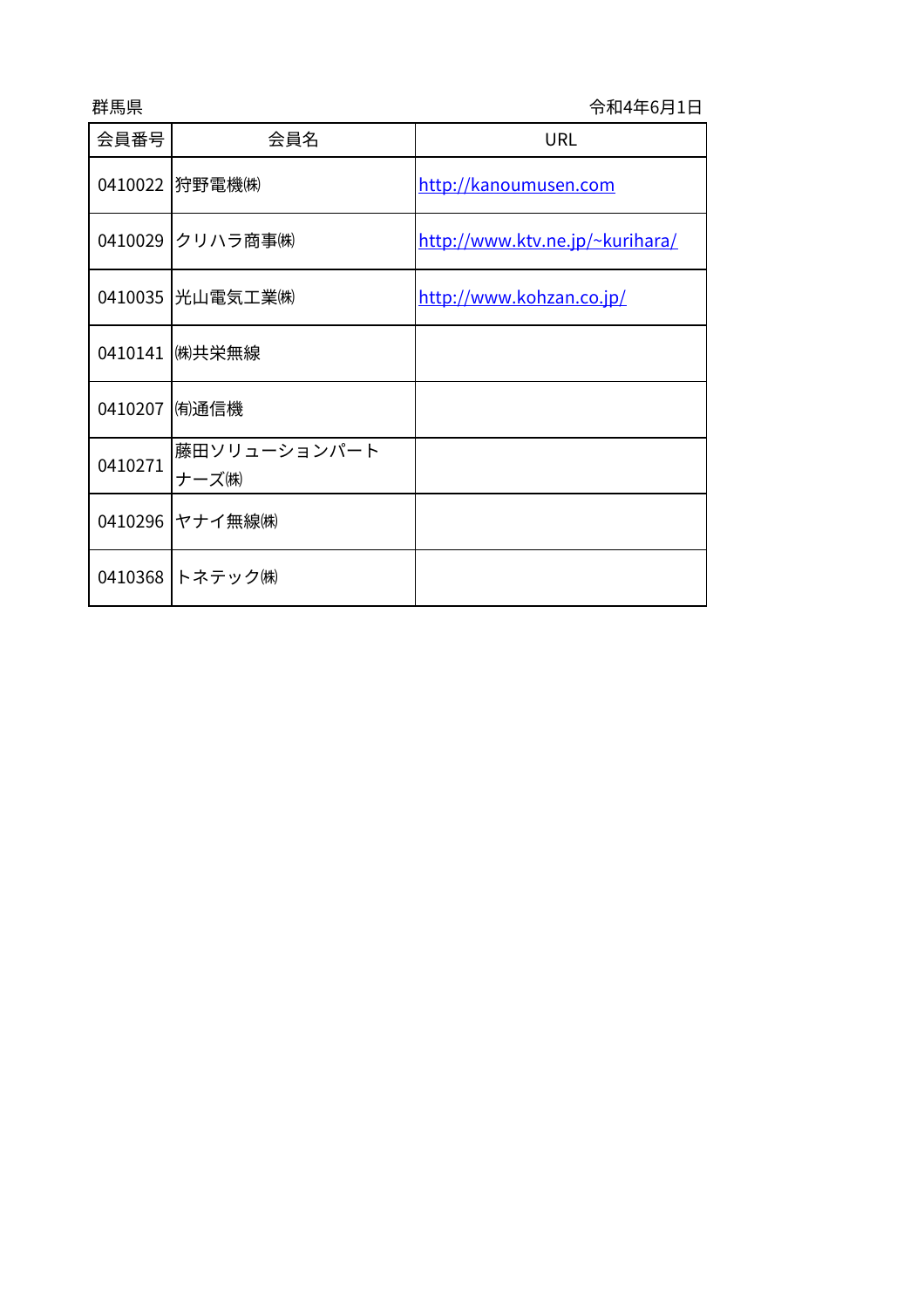群馬県

令和4年6月1日

| 会員番号 | 会員名 | URL |
| --- | --- | --- |
| 0410022 | 狩野電機㈱ | http://kanoumusen.com |
| 0410029 | クリハラ商事㈱ | http://www.ktv.ne.jp/~kurihara/ |
| 0410035 | 光山電気工業㈱ | http://www.kohzan.co.jp/ |
| 0410141 | ㈱共栄無線 | |
| 0410207 | ㈲通信機 | |
| 0410271 | 藤田ソリューションパートナーズ㈱ | |
| 0410296 | ヤナイ無線㈱ | |
| 0410368 | トネテック㈱ | |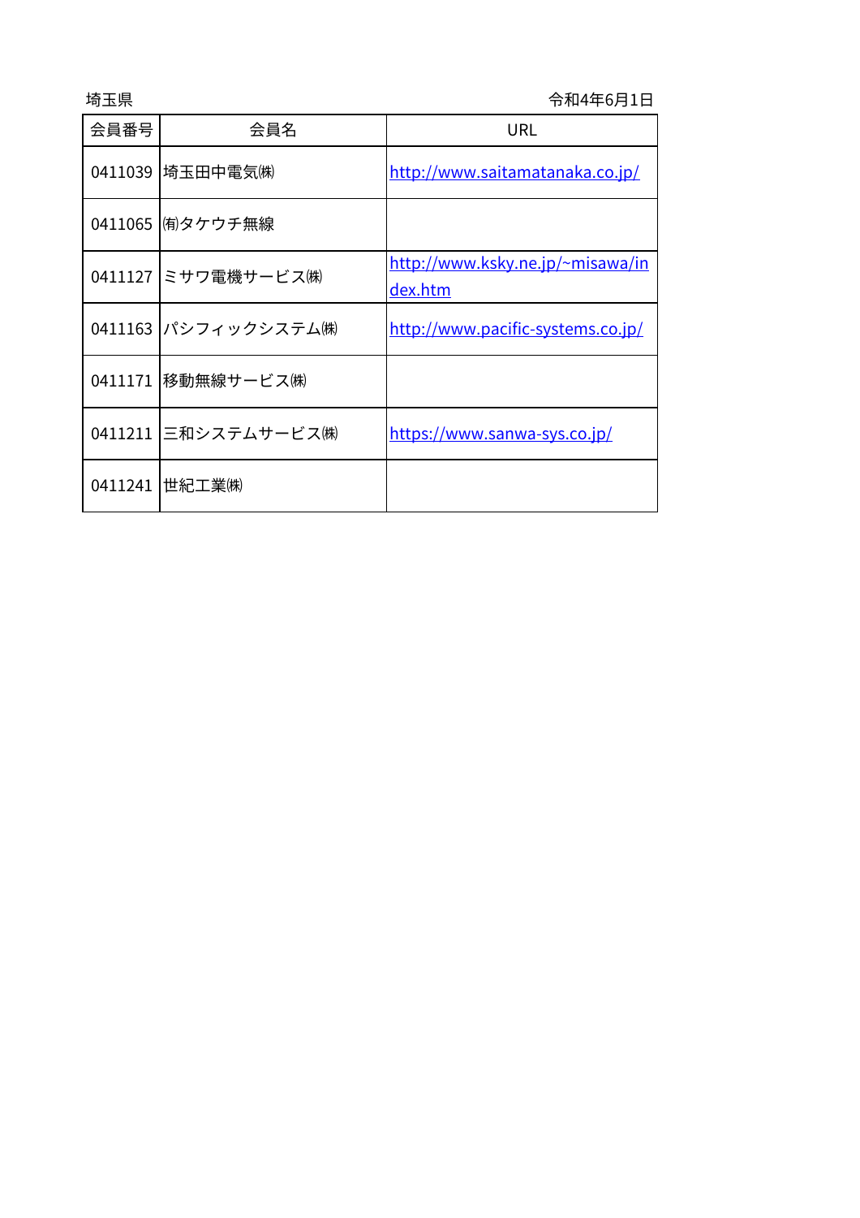埼玉県

令和4年6月1日

| 会員番号 | 会員名 | URL |
|---|---|---|
| 0411039 | 埼玉田中電気㈱ | http://www.saitamatanaka.co.jp/ |
| 0411065 | ㈲タケウチ無線 | |
| 0411127 | ミサワ電機サービス㈱ | http://www.ksky.ne.jp/~misawa/index.htm |
| 0411163 | パシフィックシステム㈱ | http://www.pacific-systems.co.jp/ |
| 0411171 | 移動無線サービス㈱ | |
| 0411211 | 三和システムサービス㈱ | https://www.sanwa-sys.co.jp/ |
| 0411241 | 世紀工業㈱ | |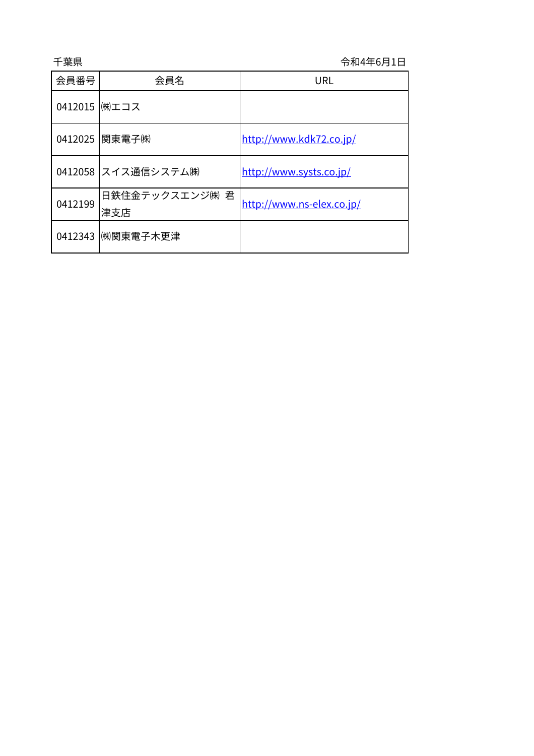千葉県

令和4年6月1日

| 会員番号 | 会員名 | URL |
|---|---|---|
| 0412015 | ㈱エコス | |
| 0412025 | 関東電子㈱ | http://www.kdk72.co.jp/ |
| 0412058 | スイス通信システム㈱ | http://www.systs.co.jp/ |
| 0412199 | 日鉄住金テックスエンジ㈱ 君津支店 | http://www.ns-elex.co.jp/ |
| 0412343 | ㈱関東電子木更津 | |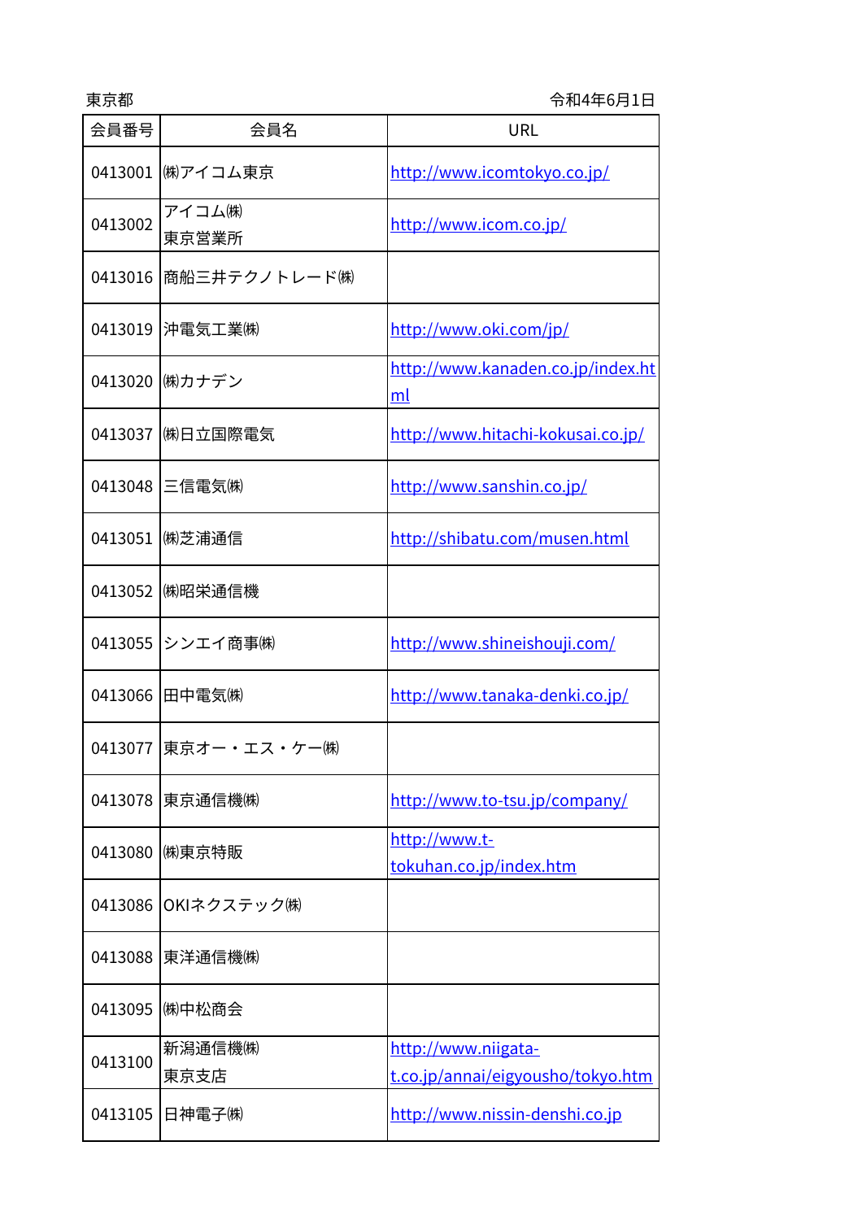東京都　　令和4年6月1日

| 会員番号 | 会員名 | URL |
|---|---|---|
| 0413001 | ㈱アイコム東京 | http://www.icomtokyo.co.jp/ |
| 0413002 | アイコム㈱ 東京営業所 | http://www.icom.co.jp/ |
| 0413016 | 商船三井テクノトレード㈱ | |
| 0413019 | 沖電気工業㈱ | http://www.oki.com/jp/ |
| 0413020 | ㈱カナデン | http://www.kanaden.co.jp/index.html |
| 0413037 | ㈱日立国際電気 | http://www.hitachi-kokusai.co.jp/ |
| 0413048 | 三信電気㈱ | http://www.sanshin.co.jp/ |
| 0413051 | ㈱芝浦通信 | http://shibatu.com/musen.html |
| 0413052 | ㈱昭栄通信機 | |
| 0413055 | シンエイ商事㈱ | http://www.shineishouji.com/ |
| 0413066 | 田中電気㈱ | http://www.tanaka-denki.co.jp/ |
| 0413077 | 東京オー・エス・ケー㈱ | |
| 0413078 | 東京通信機㈱ | http://www.to-tsu.jp/company/ |
| 0413080 | ㈱東京特販 | http://www.t-tokuhan.co.jp/index.htm |
| 0413086 | OKIネクステック㈱ | |
| 0413088 | 東洋通信機㈱ | |
| 0413095 | ㈱中松商会 | |
| 0413100 | 新潟通信機㈱ 東京支店 | http://www.niigata-t.co.jp/annai/eigyousho/tokyo.htm |
| 0413105 | 日神電子㈱ | http://www.nissin-denshi.co.jp |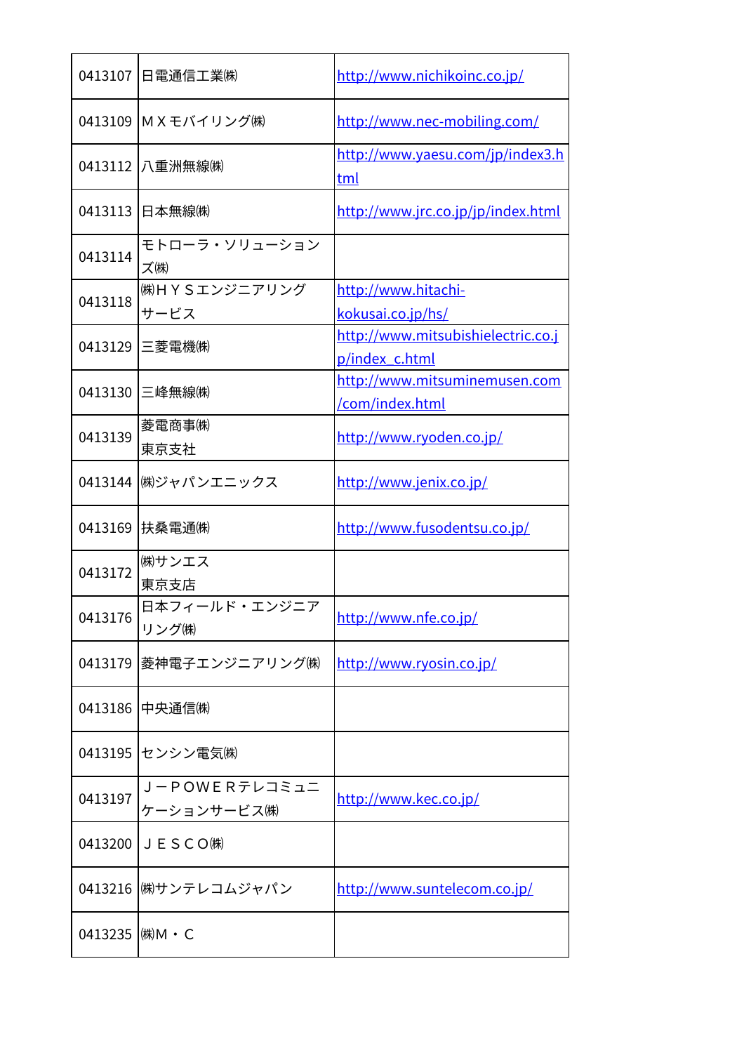| | | |
|---|---|---|
| 0413107 | 日電通信工業㈱ | http://www.nichikoinc.co.jp/ |
| 0413109 | ＭＸモバイリング㈱ | http://www.nec-mobiling.com/ |
| 0413112 | 八重洲無線㈱ | http://www.yaesu.com/jp/index3.html |
| 0413113 | 日本無線㈱ | http://www.jrc.co.jp/jp/index.html |
| 0413114 | モトローラ・ソリューションズ㈱ | |
| 0413118 | ㈱ＨＹＳエンジニアリングサービス | http://www.hitachi-kokusai.co.jp/hs/ |
| 0413129 | 三菱電機㈱ | http://www.mitsubishielectric.co.jp/index_c.html |
| 0413130 | 三峰無線㈱ | http://www.mitsuminemusen.com/com/index.html |
| 0413139 | 菱電商事㈱<br>東京支社 | http://www.ryoden.co.jp/ |
| 0413144 | ㈱ジャパンエニックス | http://www.jenix.co.jp/ |
| 0413169 | 扶桑電通㈱ | http://www.fusodentsu.co.jp/ |
| 0413172 | ㈱サンエス<br>東京支店 | |
| 0413176 | 日本フィールド・エンジニアリング㈱ | http://www.nfe.co.jp/ |
| 0413179 | 菱神電子エンジニアリング㈱ | http://www.ryosin.co.jp/ |
| 0413186 | 中央通信㈱ | |
| 0413195 | センシン電気㈱ | |
| 0413197 | Ｊ－ＰＯＷＥＲテレコミュニケーションサービス㈱ | http://www.kec.co.jp/ |
| 0413200 | ＪＥＳＣＯ㈱ | |
| 0413216 | ㈱サンテレコムジャパン | http://www.suntelecom.co.jp/ |
| 0413235 | ㈱Ｍ・Ｃ | |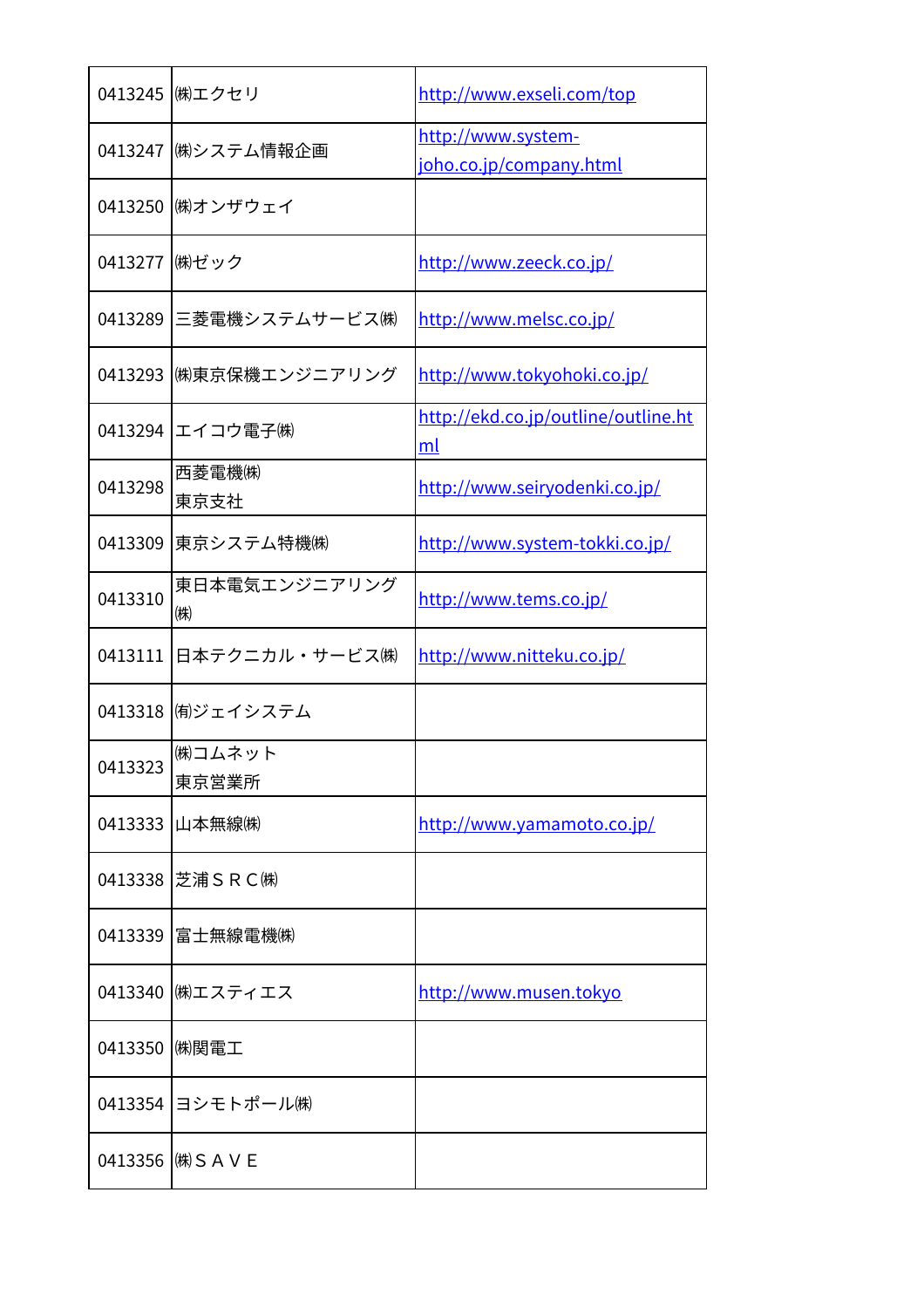| | | |
|---|---|---|
| 0413245 | ㈱エクセリ | http://www.exseli.com/top |
| 0413247 | ㈱システム情報企画 | http://www.system-joho.co.jp/company.html |
| 0413250 | ㈱オンザウェイ | |
| 0413277 | ㈱ゼック | http://www.zeeck.co.jp/ |
| 0413289 | 三菱電機システムサービス㈱ | http://www.melsc.co.jp/ |
| 0413293 | ㈱東京保機エンジニアリング | http://www.tokyohoki.co.jp/ |
| 0413294 | エイコウ電子㈱ | http://ekd.co.jp/outline/outline.html |
| 0413298 | 西菱電機㈱ 東京支社 | http://www.seiryodenki.co.jp/ |
| 0413309 | 東京システム特機㈱ | http://www.system-tokki.co.jp/ |
| 0413310 | 東日本電気エンジニアリング㈱ | http://www.tems.co.jp/ |
| 0413111 | 日本テクニカル・サービス㈱ | http://www.nitteku.co.jp/ |
| 0413318 | ㈲ジェイシステム | |
| 0413323 | ㈱コムネット 東京営業所 | |
| 0413333 | 山本無線㈱ | http://www.yamamoto.co.jp/ |
| 0413338 | 芝浦ＳＲＣ㈱ | |
| 0413339 | 富士無線電機㈱ | |
| 0413340 | ㈱エスティエス | http://www.musen.tokyo |
| 0413350 | ㈱関電工 | |
| 0413354 | ヨシモトポール㈱ | |
| 0413356 | ㈱ＳＡＶＥ | |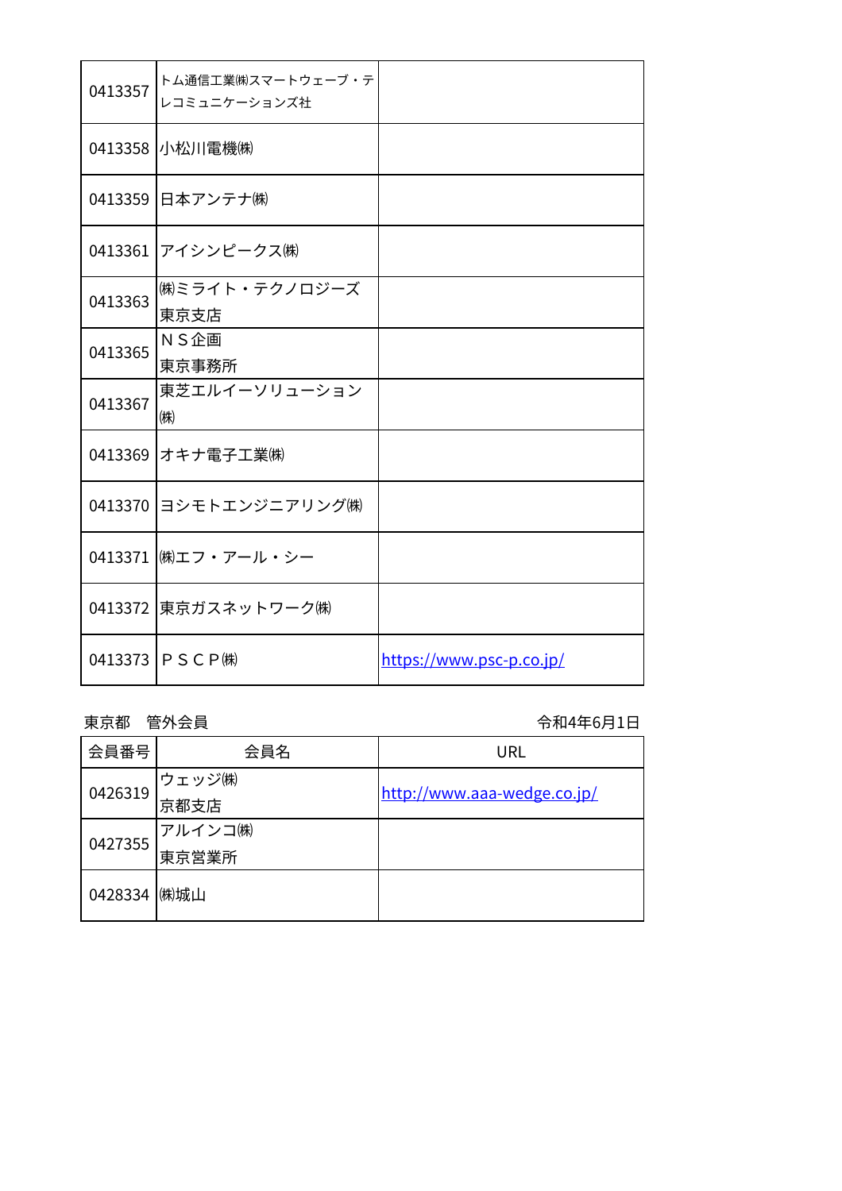| | | |
|---|---|---|
| 0413357 | トム通信工業㈱スマートウェーブ・テレコミュニケーションズ社 | |
| 0413358 | 小松川電機㈱ | |
| 0413359 | 日本アンテナ㈱ | |
| 0413361 | アイシンピークス㈱ | |
| 0413363 | ㈱ミライト・テクノロジーズ 東京支店 | |
| 0413365 | ＮＳ企画 東京事務所 | |
| 0413367 | 東芝エルイーソリューション㈱ | |
| 0413369 | オキナ電子工業㈱ | |
| 0413370 | ヨシモトエンジニアリング㈱ | |
| 0413371 | ㈱エフ・アール・シー | |
| 0413372 | 東京ガスネットワーク㈱ | |
| 0413373 | ＰＳＣＰ㈱ | https://www.psc-p.co.jp/ |

東京都　管外会員

令和4年6月1日

| 会員番号 | 会員名 | URL |
|---|---|---|
| 0426319 | ウェッジ㈱ 京都支店 | http://www.aaa-wedge.co.jp/ |
| 0427355 | アルインコ㈱ 東京営業所 | |
| 0428334 | ㈱城山 | |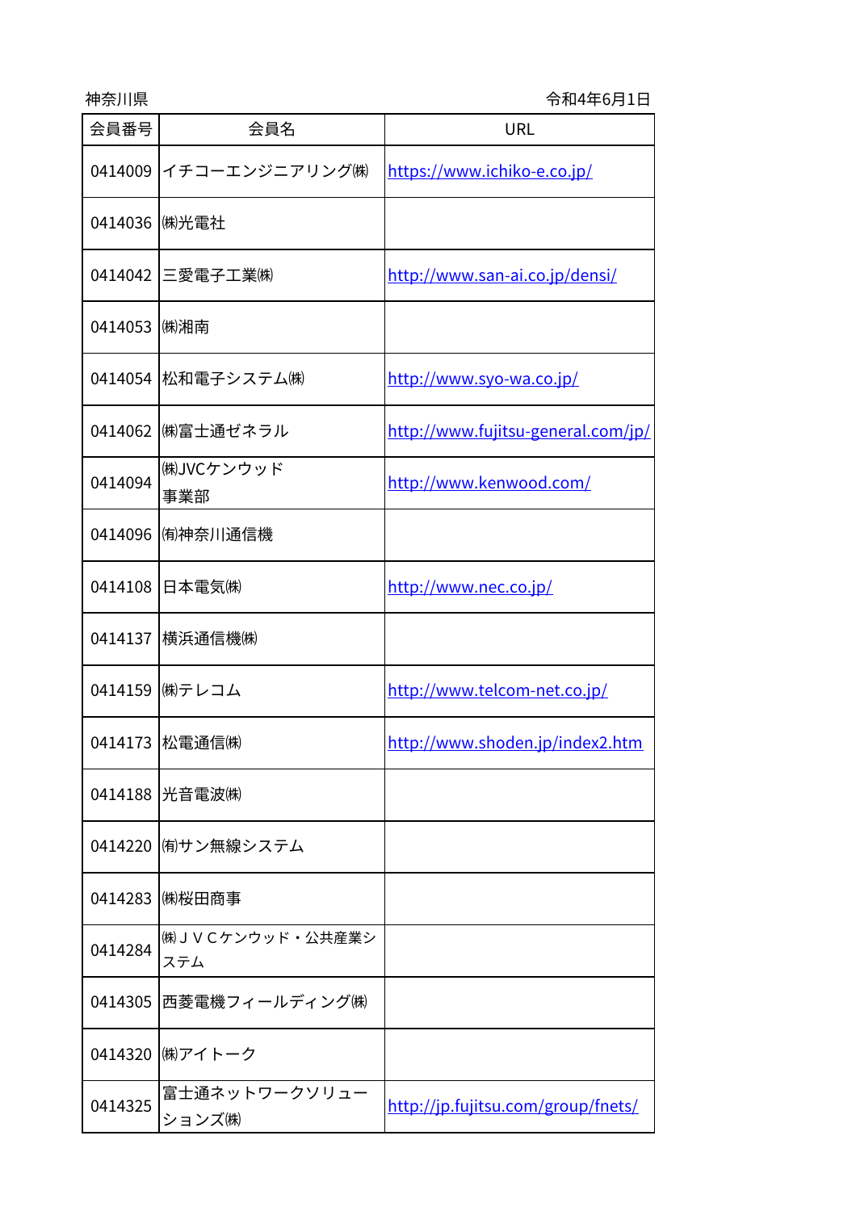神奈川県　　令和4年6月1日

| 会員番号 | 会員名 | URL |
|---|---|---|
| 0414009 | イチコーエンジニアリング㈱ | https://www.ichiko-e.co.jp/ |
| 0414036 | ㈱光電社 | |
| 0414042 | 三愛電子工業㈱ | http://www.san-ai.co.jp/densi/ |
| 0414053 | ㈱湘南 | |
| 0414054 | 松和電子システム㈱ | http://www.syo-wa.co.jp/ |
| 0414062 | ㈱富士通ゼネラル | http://www.fujitsu-general.com/jp/ |
| 0414094 | ㈱JVCケンウッド 事業部 | http://www.kenwood.com/ |
| 0414096 | ㈲神奈川通信機 | |
| 0414108 | 日本電気㈱ | http://www.nec.co.jp/ |
| 0414137 | 横浜通信機㈱ | |
| 0414159 | ㈱テレコム | http://www.telcom-net.co.jp/ |
| 0414173 | 松電通信㈱ | http://www.shoden.jp/index2.htm |
| 0414188 | 光音電波㈱ | |
| 0414220 | ㈲サン無線システム | |
| 0414283 | ㈱桜田商事 | |
| 0414284 | ㈱ＪＶＣケンウッド・公共産業システム | |
| 0414305 | 西菱電機フィールディング㈱ | |
| 0414320 | ㈱アイトーク | |
| 0414325 | 富士通ネットワークソリューションズ㈱ | http://jp.fujitsu.com/group/fnets/ |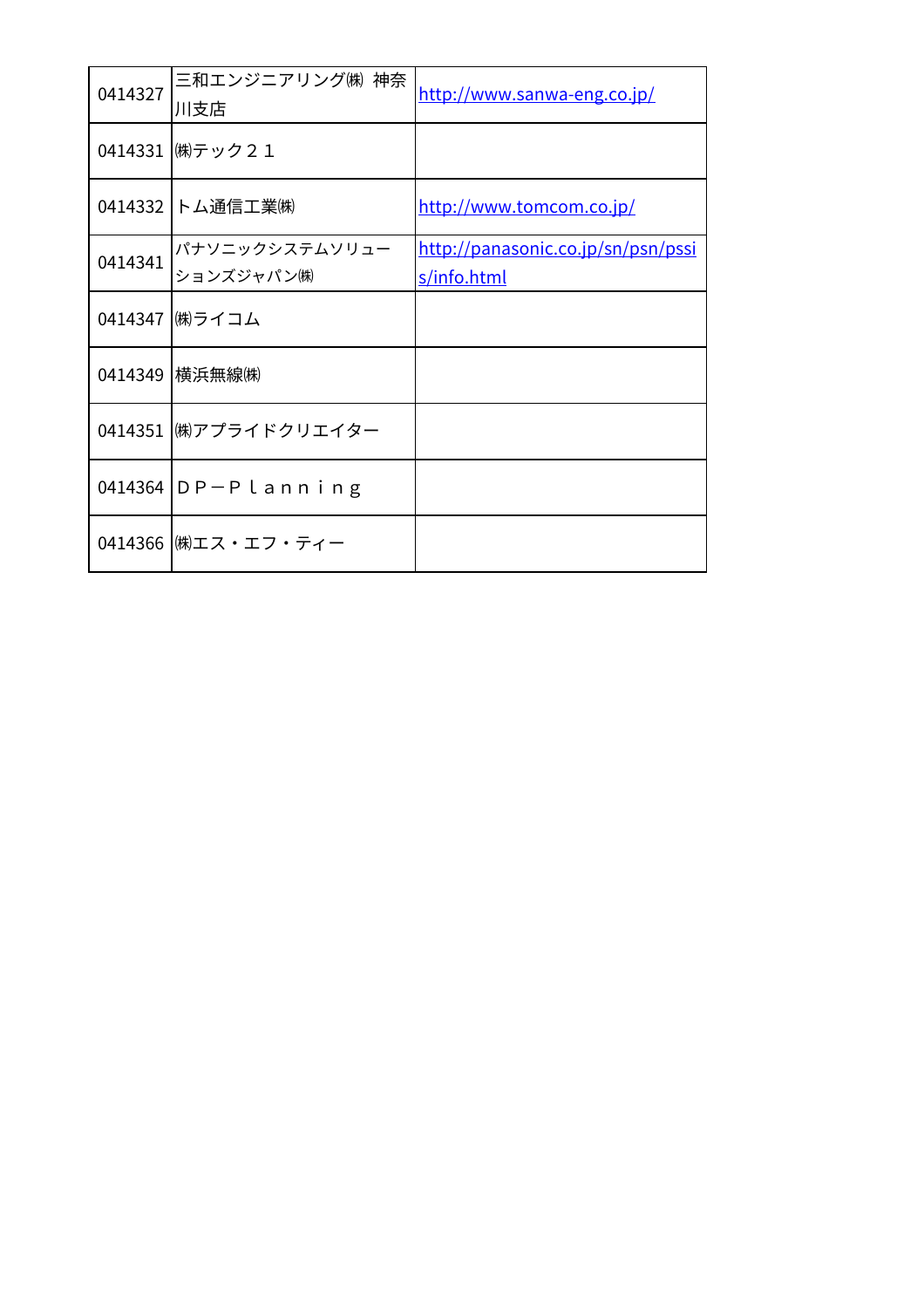| | | |
|---|---|---|
| 0414327 | 三和エンジニアリング㈱ 神奈川支店 | http://www.sanwa-eng.co.jp/ |
| 0414331 | ㈱テック２１ | |
| 0414332 | トム通信工業㈱ | http://www.tomcom.co.jp/ |
| 0414341 | パナソニックシステムソリューションズジャパン㈱ | http://panasonic.co.jp/sn/psn/pssis/info.html |
| 0414347 | ㈱ライコム | |
| 0414349 | 横浜無線㈱ | |
| 0414351 | ㈱アプライドクリエイター | |
| 0414364 | ＤＰ－Ｐｌａｎｎｉｎｇ | |
| 0414366 | ㈱エス・エフ・ティー | |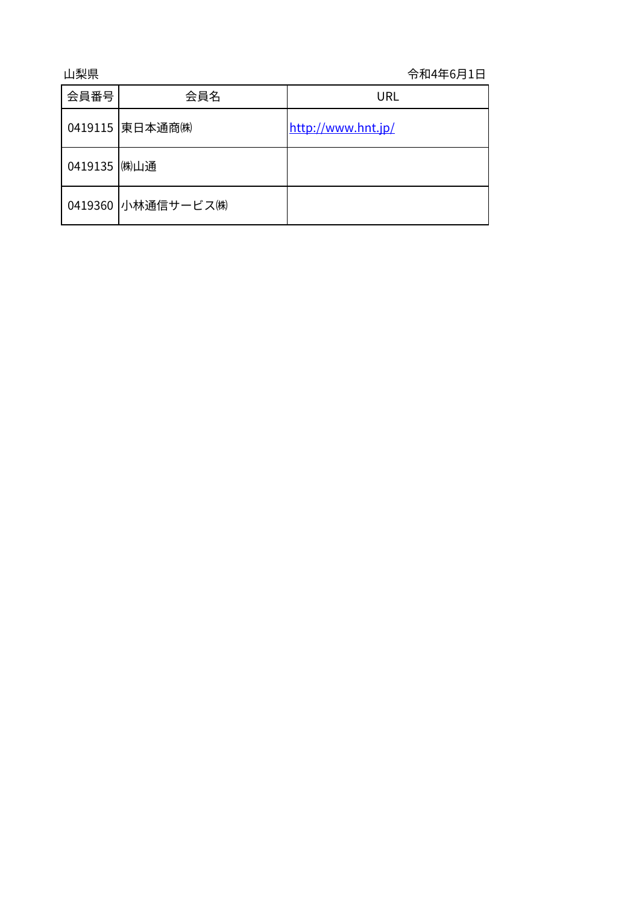山梨県

令和4年6月1日

| 会員番号 | 会員名 | URL |
| --- | --- | --- |
| 0419115 | 東日本通商㈱ | http://www.hnt.jp/ |
| 0419135 | ㈱山通 | |
| 0419360 | 小林通信サービス㈱ | |